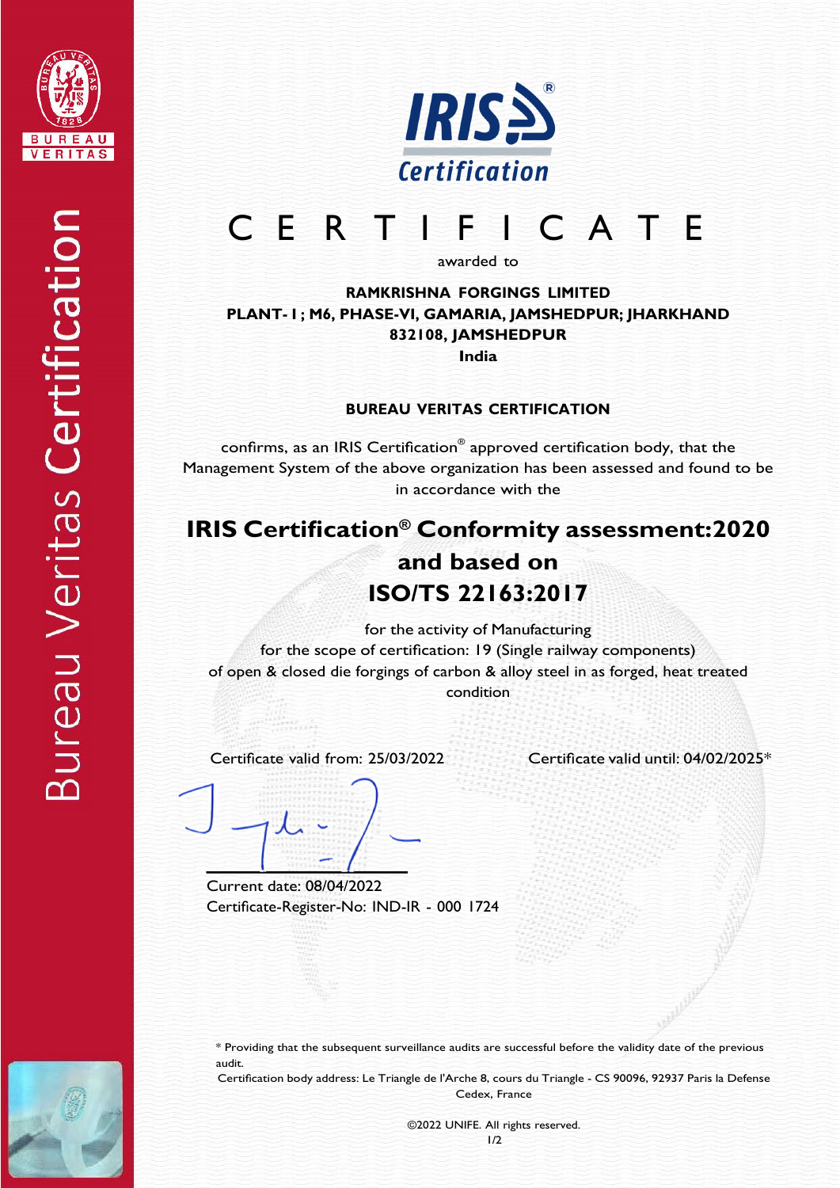# C E R T I F I C A T E

awarded to

**RAMKRISHNA FORGINGS LIMITED**
**PLANT- I ; M6, PHASE-VI, GAMARIA, JAMSHEDPUR; JHARKHAND**
**832108, JAMSHEDPUR**
**India**

**BUREAU VERITAS CERTIFICATION**

confirms, as an IRIS Certification® approved certification body, that the Management System of the above organization has been assessed and found to be in accordance with the

## IRIS Certification® Conformity assessment:2020 and based on ISO/TS 22163:2017

for the activity of Manufacturing
for the scope of certification: 19 (Single railway components)
of open & closed die forgings of carbon & alloy steel in as forged, heat treated condition

Certificate valid from: 25/03/2022

Certificate valid until: 04/02/2025*

Current date: 08/04/2022
Certificate-Register-No: IND-IR - 000 1724

* Providing that the subsequent surveillance audits are successful before the validity date of the previous audit.

Certification body address: Le Triangle de l'Arche 8, cours du Triangle - CS 90096, 92937 Paris la Defense Cedex, France

©2022 UNIFE. All rights reserved.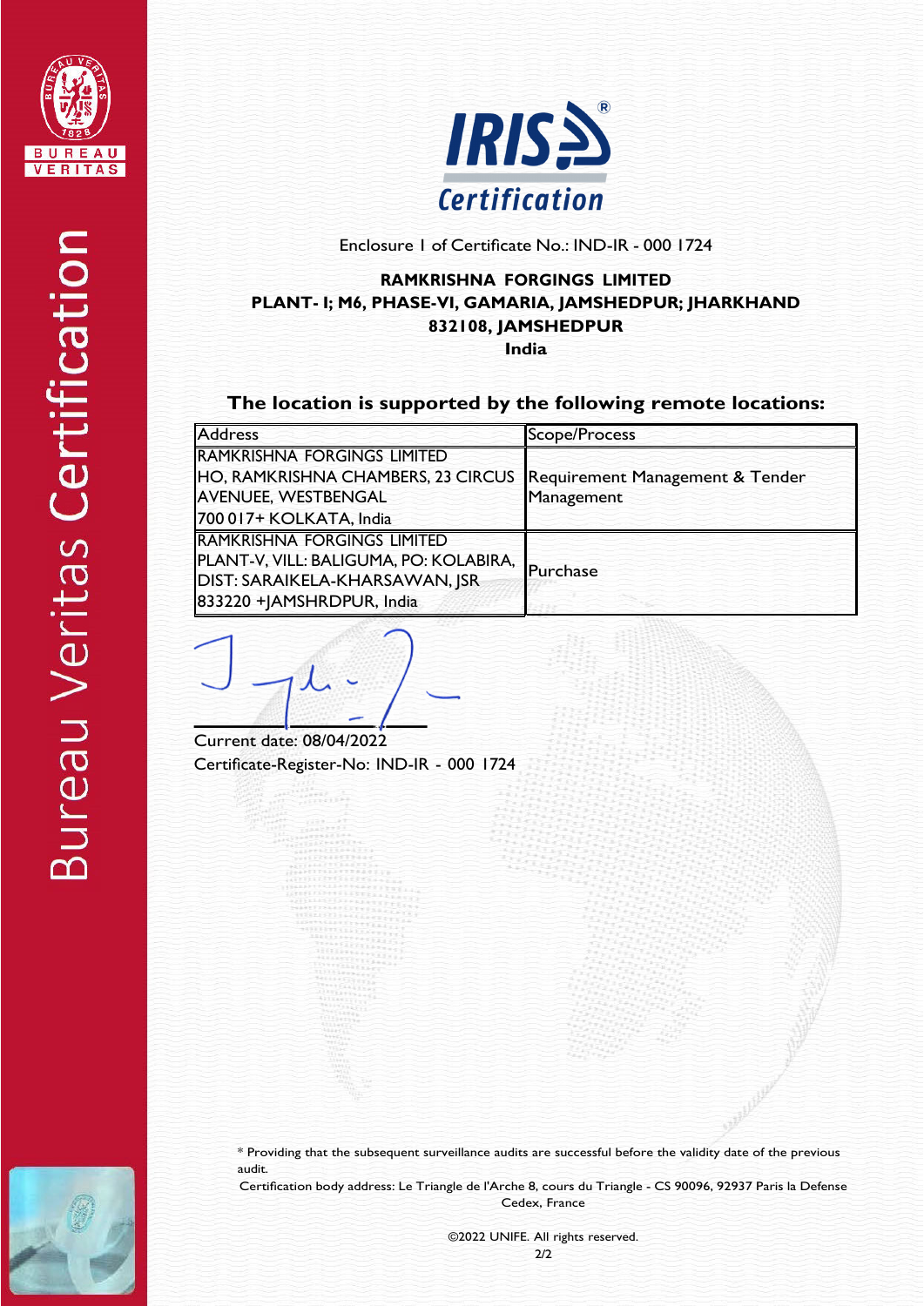Enclosure I of Certificate No.: IND-IR - 000 1724

**RAMKRISHNA FORGINGS LIMITED**
**PLANT- I; M6, PHASE-VI, GAMARIA, JAMSHEDPUR; JHARKHAND**
**832108, JAMSHEDPUR**
**India**

## The location is supported by the following remote locations:

| Address | Scope/Process |
|---|---|
| RAMKRISHNA FORGINGS LIMITED<br>HO, RAMKRISHNA CHAMBERS, 23 CIRCUS AVENUEE, WESTBENGAL<br>700 017+ KOLKATA, India | Requirement Management & Tender Management |
| RAMKRISHNA FORGINGS LIMITED<br>PLANT-V, VILL: BALIGUMA, PO: KOLABIRA, DIST: SARAIKELA-KHARSAWAN, JSR<br>833220 +JAMSHRDPUR, India | Purchase |

Current date: 08/04/2022
Certificate-Register-No: IND-IR - 000 1724

* Providing that the subsequent surveillance audits are successful before the validity date of the previous audit.

Certification body address: Le Triangle de l'Arche 8, cours du Triangle - CS 90096, 92937 Paris la Defense Cedex, France

©2022 UNIFE. All rights reserved.